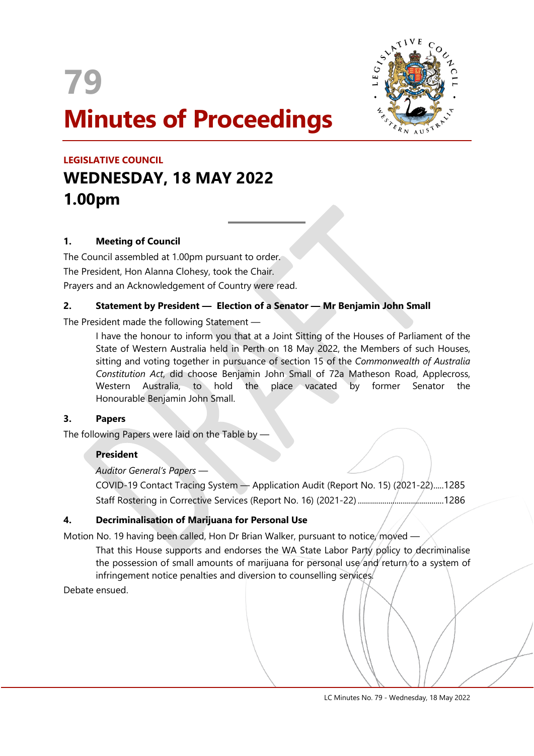# 79

# Minutes of Proceedings

**LEGISLATIVE COUNCIL**

## WEDNESDAY, 18 MAY 2022

## 1.00pm

### 1. Meeting of Council

The Council assembled at 1.00pm pursuant to order.

The President, Hon Alanna Clohesy, took the Chair.

Prayers and an Acknowledgement of Country were read.

### 2. Statement by President — Election of a Senator — Mr Benjamin John Small

The President made the following Statement —

> I have the honour to inform you that at a Joint Sitting of the Houses of Parliament of the State of Western Australia held in Perth on 18 May 2022, the Members of such Houses, sitting and voting together in pursuance of section 15 of the *Commonwealth of Australia Constitution Act*, did choose Benjamin John Small of 72a Matheson Road, Applecross, Western Australia, to hold the place vacated by former Senator the Honourable Benjamin John Small.

### 3. Papers

The following Papers were laid on the Table by —

**President**

*Auditor General's Papers* —

COVID-19 Contact Tracing System — Application Audit (Report No. 15) (2021-22).....1285

Staff Rostering in Corrective Services (Report No. 16) (2021-22) ..........................................1286

### 4. Decriminalisation of Marijuana for Personal Use

Motion No. 19 having been called, Hon Dr Brian Walker, pursuant to notice, moved —

> That this House supports and endorses the WA State Labor Party policy to decriminalise the possession of small amounts of marijuana for personal use and return to a system of infringement notice penalties and diversion to counselling services.

Debate ensued.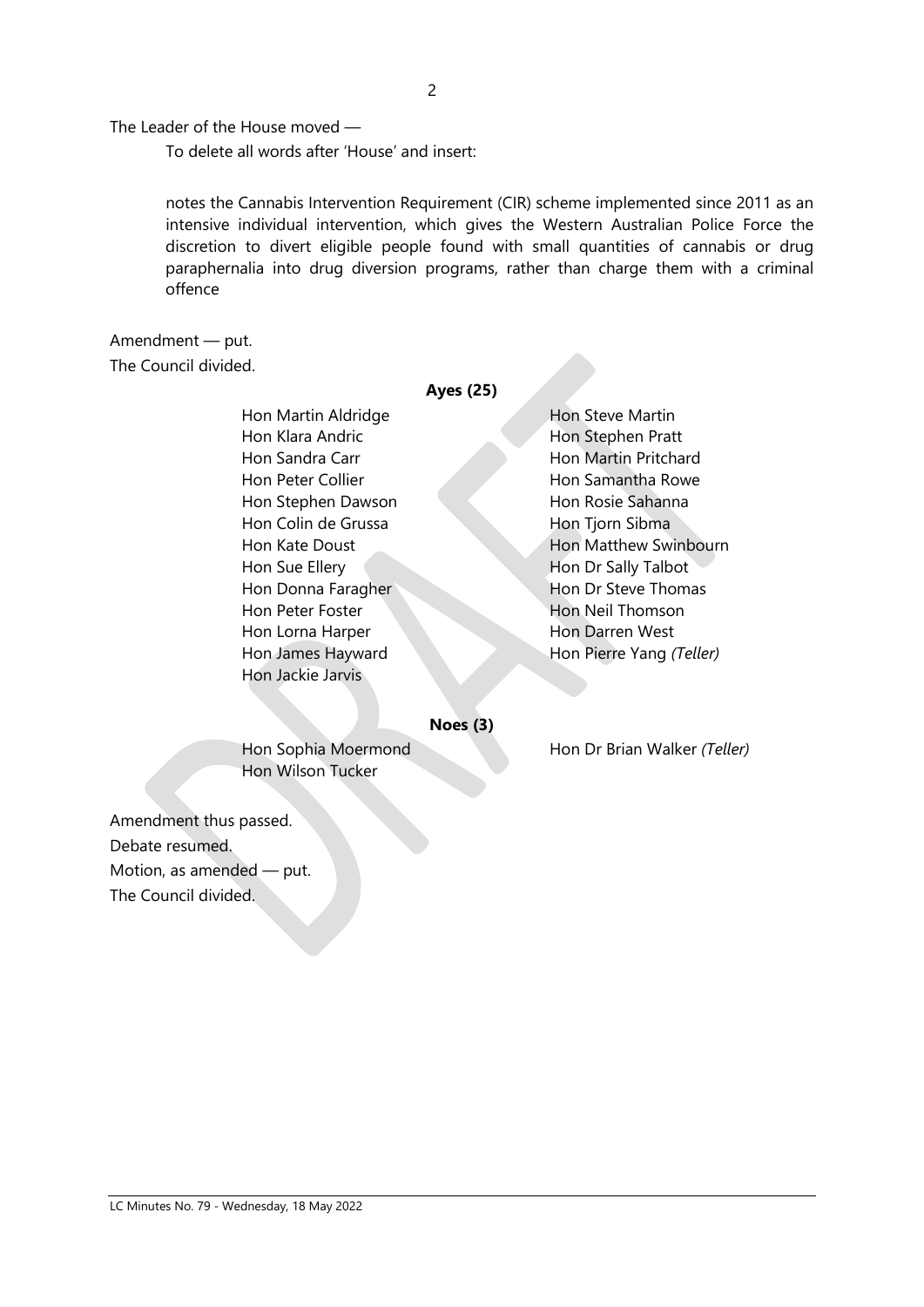The Leader of the House moved —

> To delete all words after 'House' and insert:
>
> notes the Cannabis Intervention Requirement (CIR) scheme implemented since 2011 as an intensive individual intervention, which gives the Western Australian Police Force the discretion to divert eligible people found with small quantities of cannabis or drug paraphernalia into drug diversion programs, rather than charge them with a criminal offence

Amendment — put.

The Council divided.

**Ayes (25)**

Hon Martin Aldridge
Hon Klara Andric
Hon Sandra Carr
Hon Peter Collier
Hon Stephen Dawson
Hon Colin de Grussa
Hon Kate Doust
Hon Sue Ellery
Hon Donna Faragher
Hon Peter Foster
Hon Lorna Harper
Hon James Hayward
Hon Jackie Jarvis
Hon Steve Martin
Hon Stephen Pratt
Hon Martin Pritchard
Hon Samantha Rowe
Hon Rosie Sahanna
Hon Tjorn Sibma
Hon Matthew Swinbourn
Hon Dr Sally Talbot
Hon Dr Steve Thomas
Hon Neil Thomson
Hon Darren West
Hon Pierre Yang *(Teller)*

**Noes (3)**

Hon Sophia Moermond
Hon Wilson Tucker
Hon Dr Brian Walker *(Teller)*

Amendment thus passed.

Debate resumed.

Motion, as amended — put.

The Council divided.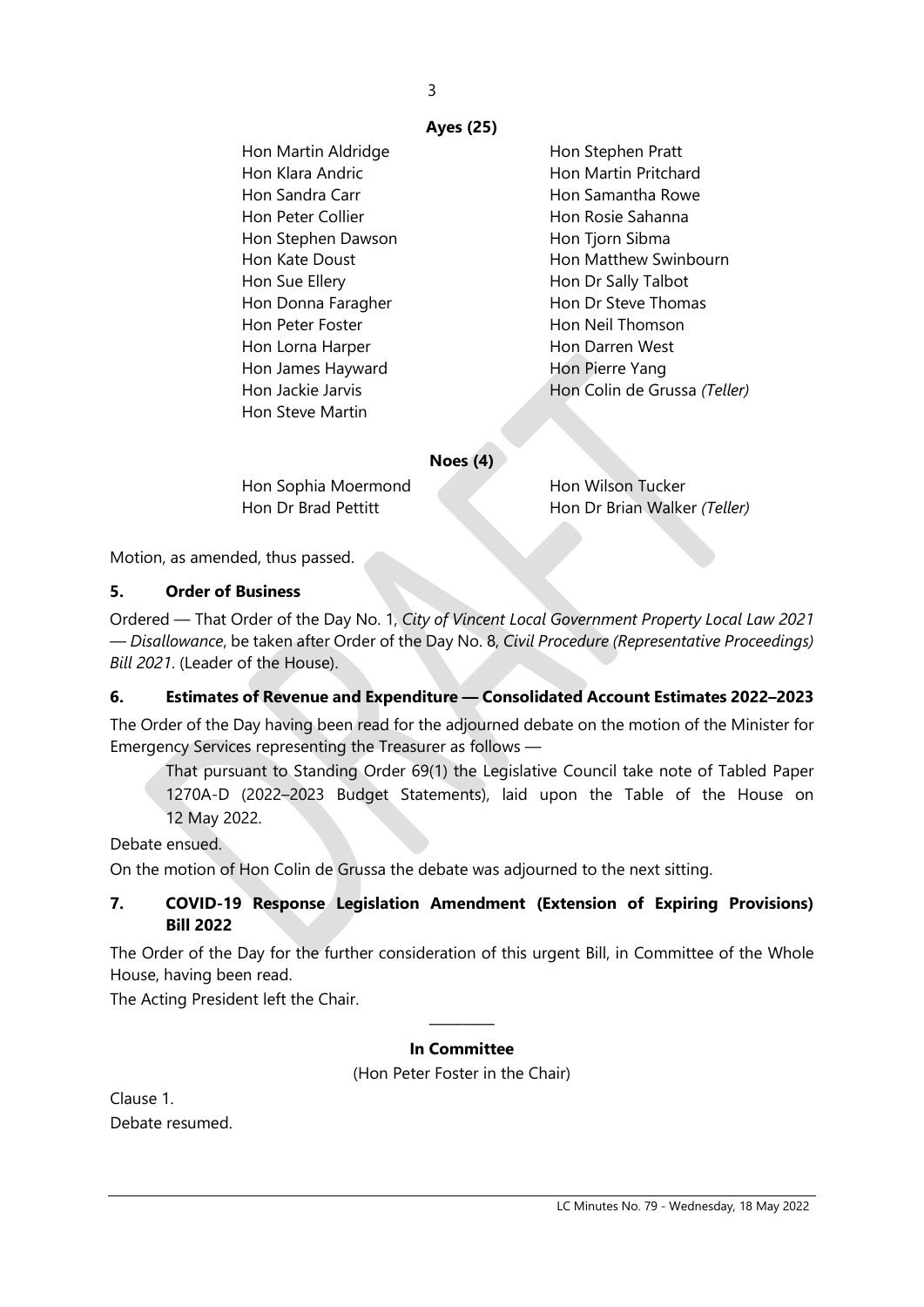**Ayes (25)**

| | |
|---|---|
| Hon Martin Aldridge | Hon Stephen Pratt |
| Hon Klara Andric | Hon Martin Pritchard |
| Hon Sandra Carr | Hon Samantha Rowe |
| Hon Peter Collier | Hon Rosie Sahanna |
| Hon Stephen Dawson | Hon Tjorn Sibma |
| Hon Kate Doust | Hon Matthew Swinbourn |
| Hon Sue Ellery | Hon Dr Sally Talbot |
| Hon Donna Faragher | Hon Dr Steve Thomas |
| Hon Peter Foster | Hon Neil Thomson |
| Hon Lorna Harper | Hon Darren West |
| Hon James Hayward | Hon Pierre Yang |
| Hon Jackie Jarvis | Hon Colin de Grussa *(Teller)* |
| Hon Steve Martin | |

**Noes (4)**

| | |
|---|---|
| Hon Sophia Moermond | Hon Wilson Tucker |
| Hon Dr Brad Pettitt | Hon Dr Brian Walker *(Teller)* |

Motion, as amended, thus passed.

### 5. Order of Business

Ordered — That Order of the Day No. 1, *City of Vincent Local Government Property Local Law 2021 — Disallowance*, be taken after Order of the Day No. 8, *Civil Procedure (Representative Proceedings) Bill 2021*. (Leader of the House).

### 6. Estimates of Revenue and Expenditure — Consolidated Account Estimates 2022–2023

The Order of the Day having been read for the adjourned debate on the motion of the Minister for Emergency Services representing the Treasurer as follows —

> That pursuant to Standing Order 69(1) the Legislative Council take note of Tabled Paper 1270A-D (2022–2023 Budget Statements), laid upon the Table of the House on 12 May 2022.

Debate ensued.

On the motion of Hon Colin de Grussa the debate was adjourned to the next sitting.

### 7. COVID-19 Response Legislation Amendment (Extension of Expiring Provisions) Bill 2022

The Order of the Day for the further consideration of this urgent Bill, in Committee of the Whole House, having been read.

The Acting President left the Chair.

---

**In Committee**

(Hon Peter Foster in the Chair)

Clause 1.

Debate resumed.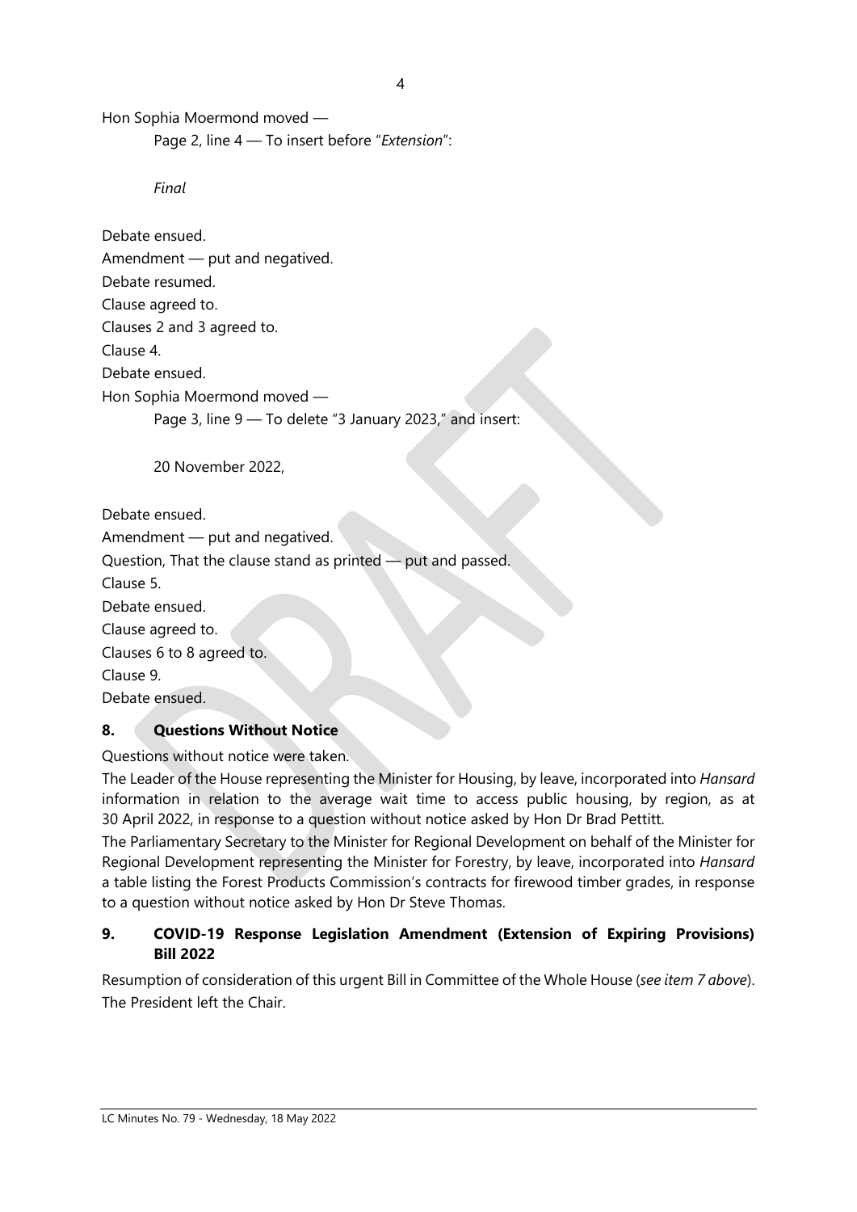Hon Sophia Moermond moved —

Page 2, line 4 — To insert before "*Extension*":

*Final*

Debate ensued.

Amendment — put and negatived.

Debate resumed.

Clause agreed to.

Clauses 2 and 3 agreed to.

Clause 4.

Debate ensued.

Hon Sophia Moermond moved —

Page 3, line 9 — To delete "3 January 2023," and insert:

20 November 2022,

Debate ensued.

Amendment — put and negatived.

Question, That the clause stand as printed — put and passed.

Clause 5.

Debate ensued.

Clause agreed to.

Clauses 6 to 8 agreed to.

Clause 9.

Debate ensued.

## 8. Questions Without Notice

Questions without notice were taken.

The Leader of the House representing the Minister for Housing, by leave, incorporated into *Hansard* information in relation to the average wait time to access public housing, by region, as at 30 April 2022, in response to a question without notice asked by Hon Dr Brad Pettitt.

The Parliamentary Secretary to the Minister for Regional Development on behalf of the Minister for Regional Development representing the Minister for Forestry, by leave, incorporated into *Hansard* a table listing the Forest Products Commission's contracts for firewood timber grades, in response to a question without notice asked by Hon Dr Steve Thomas.

## 9. COVID-19 Response Legislation Amendment (Extension of Expiring Provisions) Bill 2022

Resumption of consideration of this urgent Bill in Committee of the Whole House (*see item 7 above*).

The President left the Chair.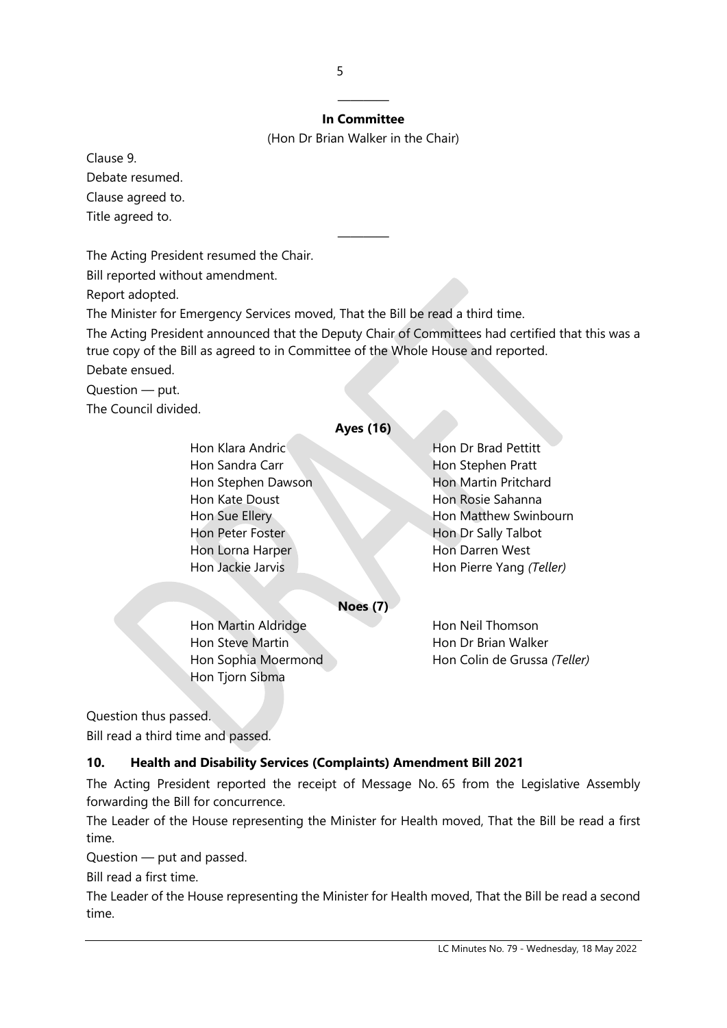---

**In Committee**

(Hon Dr Brian Walker in the Chair)

Clause 9.

Debate resumed.

Clause agreed to.

Title agreed to.

---

The Acting President resumed the Chair.

Bill reported without amendment.

Report adopted.

The Minister for Emergency Services moved, That the Bill be read a third time.

The Acting President announced that the Deputy Chair of Committees had certified that this was a true copy of the Bill as agreed to in Committee of the Whole House and reported.

Debate ensued.

Question — put.

The Council divided.

**Ayes (16)**

| | |
|---|---|
| Hon Klara Andric | Hon Dr Brad Pettitt |
| Hon Sandra Carr | Hon Stephen Pratt |
| Hon Stephen Dawson | Hon Martin Pritchard |
| Hon Kate Doust | Hon Rosie Sahanna |
| Hon Sue Ellery | Hon Matthew Swinbourn |
| Hon Peter Foster | Hon Dr Sally Talbot |
| Hon Lorna Harper | Hon Darren West |
| Hon Jackie Jarvis | Hon Pierre Yang *(Teller)* |

**Noes (7)**

| | |
|---|---|
| Hon Martin Aldridge | Hon Neil Thomson |
| Hon Steve Martin | Hon Dr Brian Walker |
| Hon Sophia Moermond | Hon Colin de Grussa *(Teller)* |
| Hon Tjorn Sibma | |

Question thus passed.

Bill read a third time and passed.

## 10. Health and Disability Services (Complaints) Amendment Bill 2021

The Acting President reported the receipt of Message No. 65 from the Legislative Assembly forwarding the Bill for concurrence.

The Leader of the House representing the Minister for Health moved, That the Bill be read a first time.

Question — put and passed.

Bill read a first time.

The Leader of the House representing the Minister for Health moved, That the Bill be read a second time.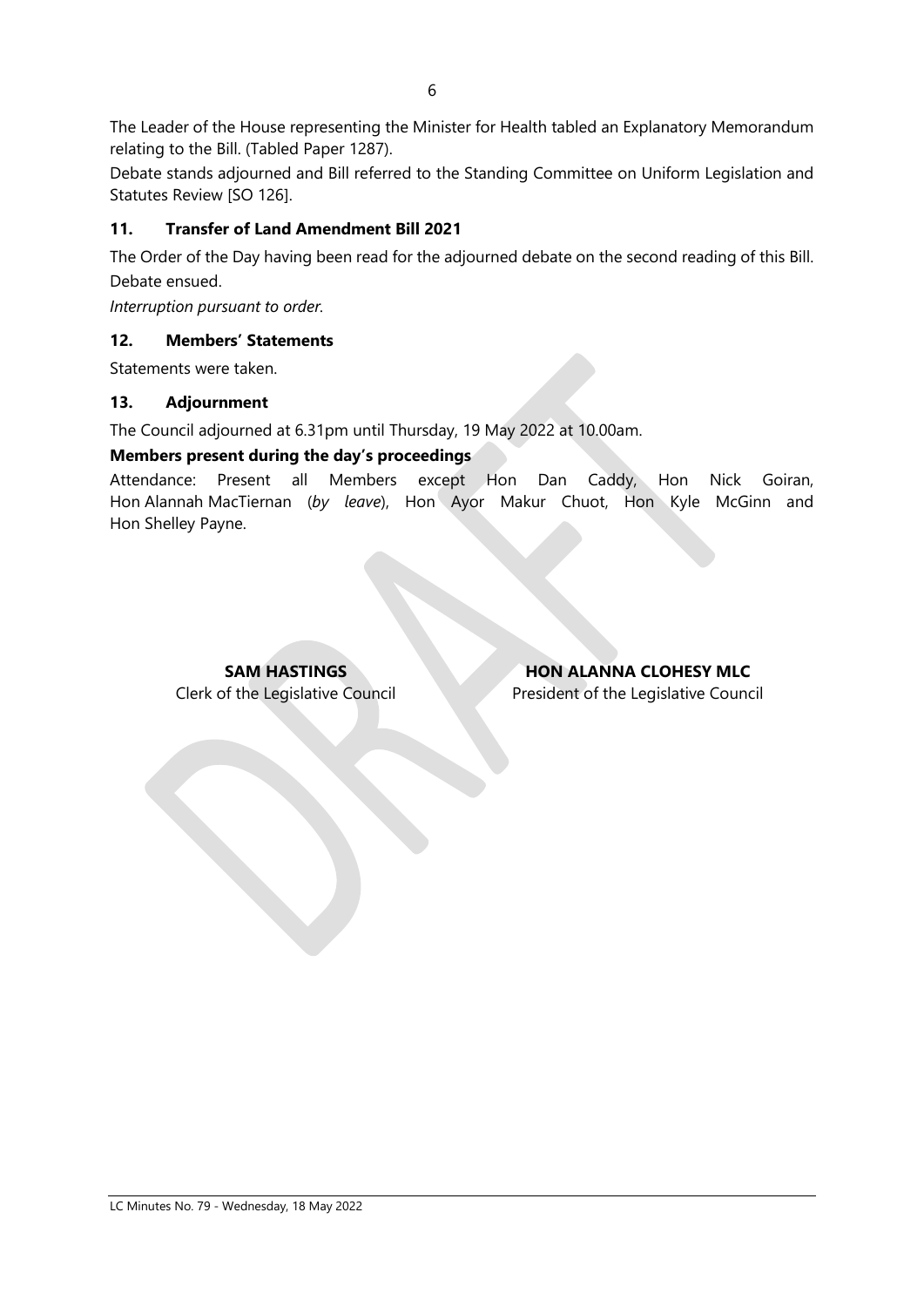The Leader of the House representing the Minister for Health tabled an Explanatory Memorandum relating to the Bill. (Tabled Paper 1287).

Debate stands adjourned and Bill referred to the Standing Committee on Uniform Legislation and Statutes Review [SO 126].

### 11. Transfer of Land Amendment Bill 2021

The Order of the Day having been read for the adjourned debate on the second reading of this Bill.

Debate ensued.

*Interruption pursuant to order.*

### 12. Members' Statements

Statements were taken.

### 13. Adjournment

The Council adjourned at 6.31pm until Thursday, 19 May 2022 at 10.00am.

**Members present during the day's proceedings**

Attendance: Present all Members except Hon Dan Caddy, Hon Nick Goiran, Hon Alannah MacTiernan (*by leave*), Hon Ayor Makur Chuot, Hon Kyle McGinn and Hon Shelley Payne.

**SAM HASTINGS**
Clerk of the Legislative Council

**HON ALANNA CLOHESY MLC**
President of the Legislative Council